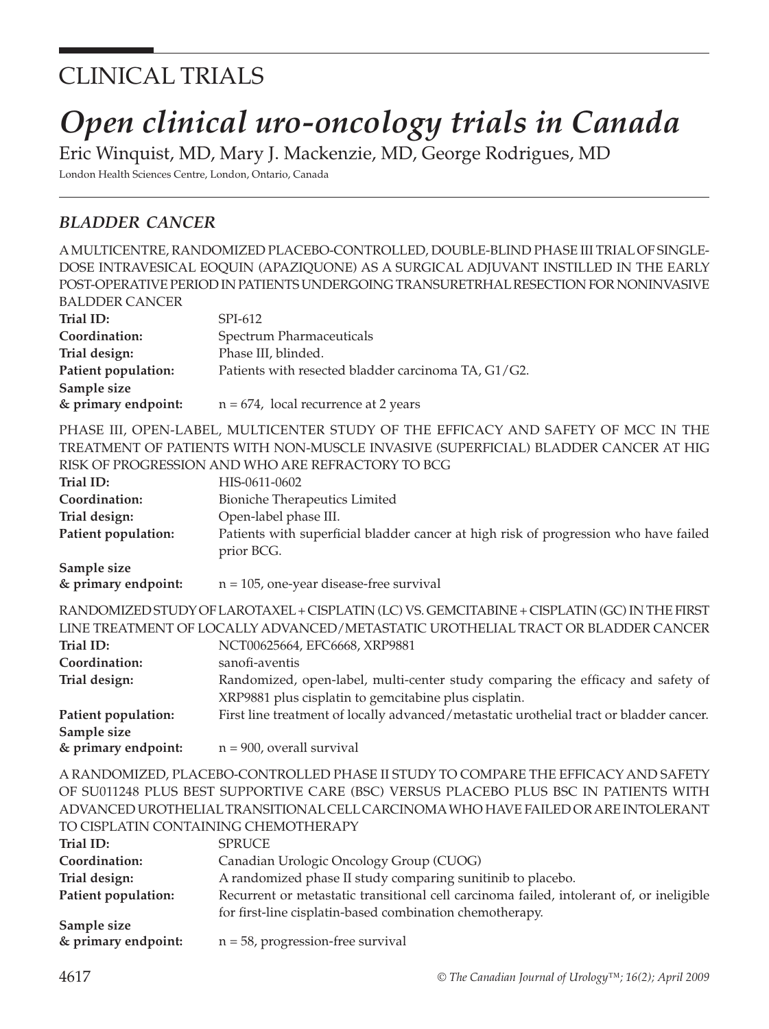# CLINICAL TRIALS

# *Open clinical uro-oncology trials in Canada*

Eric Winquist, MD, Mary J. Mackenzie, MD, George Rodrigues, MD

London Health Sciences Centre, London, Ontario, Canada

## *BLADDER CANCER*

A MULTICENTRE, RANDOMIZED PLACEBO-CONTROLLED, DOUBLE-BLIND PHASE III TRIAL OF SINGLE-DOSE INTRAVESICAL EOQUIN (APAZIQUONE) AS A SURGICAL ADJUVANT INSTILLED IN THE EARLY POST-OPERATIVE PERIOD IN PATIENTS UNDERGOING TRANSURETRHAL RESECTION FOR NONINVASIVE BALDDER CANCER

**Trial ID:** SPI-612
**Coordination:** Spectrum Pharmaceuticals
**Trial design:** Phase III, blinded.
**Patient population:** Patients with resected bladder carcinoma TA, G1/G2.
**Sample size & primary endpoint:** n = 674, local recurrence at 2 years

PHASE III, OPEN-LABEL, MULTICENTER STUDY OF THE EFFICACY AND SAFETY OF MCC IN THE TREATMENT OF PATIENTS WITH NON-MUSCLE INVASIVE (SUPERFICIAL) BLADDER CANCER AT HIG RISK OF PROGRESSION AND WHO ARE REFRACTORY TO BCG

**Trial ID:** HIS-0611-0602
**Coordination:** Bioniche Therapeutics Limited
**Trial design:** Open-label phase III.
**Patient population:** Patients with superficial bladder cancer at high risk of progression who have failed prior BCG.
**Sample size & primary endpoint:** n = 105, one-year disease-free survival

RANDOMIZED STUDY OF LAROTAXEL + CISPLATIN (LC) VS. GEMCITABINE + CISPLATIN (GC) IN THE FIRST LINE TREATMENT OF LOCALLY ADVANCED/METASTATIC UROTHELIAL TRACT OR BLADDER CANCER

**Trial ID:** NCT00625664, EFC6668, XRP9881
**Coordination:** sanofi-aventis
**Trial design:** Randomized, open-label, multi-center study comparing the efficacy and safety of XRP9881 plus cisplatin to gemcitabine plus cisplatin.
**Patient population:** First line treatment of locally advanced/metastatic urothelial tract or bladder cancer.
**Sample size & primary endpoint:** n = 900, overall survival

A RANDOMIZED, PLACEBO-CONTROLLED PHASE II STUDY TO COMPARE THE EFFICACY AND SAFETY OF SU011248 PLUS BEST SUPPORTIVE CARE (BSC) VERSUS PLACEBO PLUS BSC IN PATIENTS WITH ADVANCED UROTHELIAL TRANSITIONAL CELL CARCINOMA WHO HAVE FAILED OR ARE INTOLERANT TO CISPLATIN CONTAINING CHEMOTHERAPY

**Trial ID:** SPRUCE
**Coordination:** Canadian Urologic Oncology Group (CUOG)
**Trial design:** A randomized phase II study comparing sunitinib to placebo.
**Patient population:** Recurrent or metastatic transitional cell carcinoma failed, intolerant of, or ineligible for first-line cisplatin-based combination chemotherapy.
**Sample size & primary endpoint:** n = 58, progression-free survival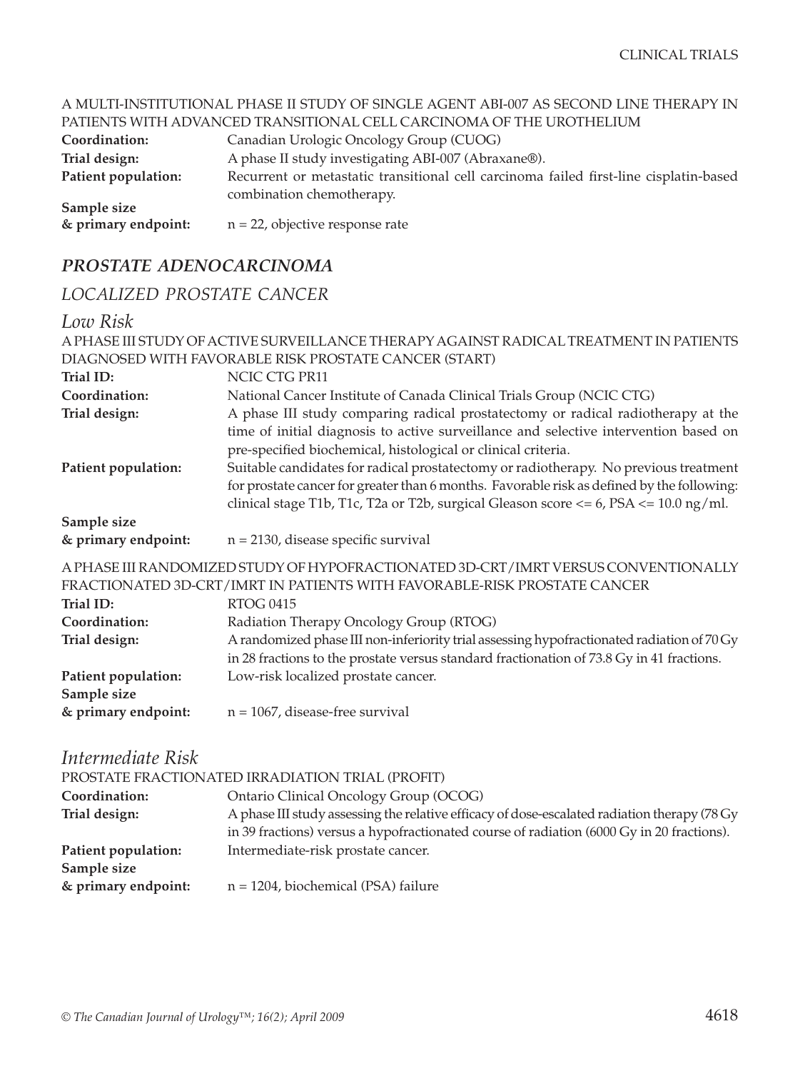A MULTI-INSTITUTIONAL PHASE II STUDY OF SINGLE AGENT ABI-007 AS SECOND LINE THERAPY IN PATIENTS WITH ADVANCED TRANSITIONAL CELL CARCINOMA OF THE UROTHELIUM

**Coordination:** Canadian Urologic Oncology Group (CUOG)

**Trial design:** A phase II study investigating ABI-007 (Abraxane®).

**Patient population:** Recurrent or metastatic transitional cell carcinoma failed first-line cisplatin-based combination chemotherapy.

**Sample size & primary endpoint:** n = 22, objective response rate

## *PROSTATE ADENOCARCINOMA*

### *LOCALIZED PROSTATE CANCER*

#### *Low Risk*

A PHASE III STUDY OF ACTIVE SURVEILLANCE THERAPY AGAINST RADICAL TREATMENT IN PATIENTS DIAGNOSED WITH FAVORABLE RISK PROSTATE CANCER (START)

**Trial ID:** NCIC CTG PR11

**Coordination:** National Cancer Institute of Canada Clinical Trials Group (NCIC CTG)

**Trial design:** A phase III study comparing radical prostatectomy or radical radiotherapy at the time of initial diagnosis to active surveillance and selective intervention based on pre-specified biochemical, histological or clinical criteria.

**Patient population:** Suitable candidates for radical prostatectomy or radiotherapy. No previous treatment for prostate cancer for greater than 6 months. Favorable risk as defined by the following: clinical stage T1b, T1c, T2a or T2b, surgical Gleason score <= 6, PSA <= 10.0 ng/ml.

**Sample size & primary endpoint:** n = 2130, disease specific survival

A PHASE III RANDOMIZED STUDY OF HYPOFRACTIONATED 3D-CRT/IMRT VERSUS CONVENTIONALLY FRACTIONATED 3D-CRT/IMRT IN PATIENTS WITH FAVORABLE-RISK PROSTATE CANCER

**Trial ID:** RTOG 0415

**Coordination:** Radiation Therapy Oncology Group (RTOG)

**Trial design:** A randomized phase III non-inferiority trial assessing hypofractionated radiation of 70 Gy in 28 fractions to the prostate versus standard fractionation of 73.8 Gy in 41 fractions.

**Patient population:** Low-risk localized prostate cancer.

**Sample size & primary endpoint:** n = 1067, disease-free survival

#### *Intermediate Risk*

PROSTATE FRACTIONATED IRRADIATION TRIAL (PROFIT)

**Coordination:** Ontario Clinical Oncology Group (OCOG)

**Trial design:** A phase III study assessing the relative efficacy of dose-escalated radiation therapy (78 Gy in 39 fractions) versus a hypofractionated course of radiation (6000 Gy in 20 fractions).

**Patient population:** Intermediate-risk prostate cancer.

**Sample size & primary endpoint:** n = 1204, biochemical (PSA) failure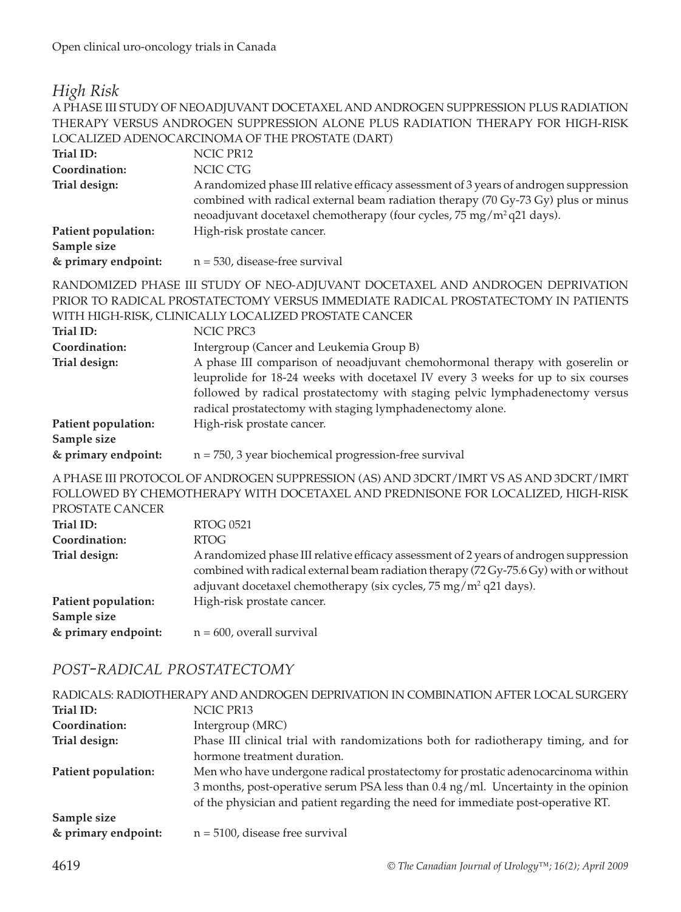## *High Risk*

A PHASE III STUDY OF NEOADJUVANT DOCETAXEL AND ANDROGEN SUPPRESSION PLUS RADIATION THERAPY VERSUS ANDROGEN SUPPRESSION ALONE PLUS RADIATION THERAPY FOR HIGH-RISK LOCALIZED ADENOCARCINOMA OF THE PROSTATE (DART)

**Trial ID:** NCIC PR12

**Coordination:** NCIC CTG

**Trial design:** A randomized phase III relative efficacy assessment of 3 years of androgen suppression combined with radical external beam radiation therapy (70 Gy-73 Gy) plus or minus neoadjuvant docetaxel chemotherapy (four cycles, 75 mg/m$^2$ q21 days).

**Patient population:** High-risk prostate cancer.

**Sample size & primary endpoint:** n = 530, disease-free survival

RANDOMIZED PHASE III STUDY OF NEO-ADJUVANT DOCETAXEL AND ANDROGEN DEPRIVATION PRIOR TO RADICAL PROSTATECTOMY VERSUS IMMEDIATE RADICAL PROSTATECTOMY IN PATIENTS WITH HIGH-RISK, CLINICALLY LOCALIZED PROSTATE CANCER

**Trial ID:** NCIC PRC3

**Coordination:** Intergroup (Cancer and Leukemia Group B)

**Trial design:** A phase III comparison of neoadjuvant chemohormonal therapy with goserelin or leuprolide for 18-24 weeks with docetaxel IV every 3 weeks for up to six courses followed by radical prostatectomy with staging pelvic lymphadenectomy versus radical prostatectomy with staging lymphadenectomy alone.

**Patient population:** High-risk prostate cancer.

**Sample size & primary endpoint:** n = 750, 3 year biochemical progression-free survival

A PHASE III PROTOCOL OF ANDROGEN SUPPRESSION (AS) AND 3DCRT/IMRT VS AS AND 3DCRT/IMRT FOLLOWED BY CHEMOTHERAPY WITH DOCETAXEL AND PREDNISONE FOR LOCALIZED, HIGH-RISK PROSTATE CANCER

**Trial ID:** RTOG 0521

**Coordination:** RTOG

**Trial design:** A randomized phase III relative efficacy assessment of 2 years of androgen suppression combined with radical external beam radiation therapy (72 Gy-75.6 Gy) with or without adjuvant docetaxel chemotherapy (six cycles, 75 mg/m$^2$ q21 days).

**Patient population:** High-risk prostate cancer.

**Sample size & primary endpoint:** n = 600, overall survival

## *POST-RADICAL PROSTATECTOMY*

RADICALS: RADIOTHERAPY AND ANDROGEN DEPRIVATION IN COMBINATION AFTER LOCAL SURGERY

**Trial ID:** NCIC PR13

**Coordination:** Intergroup (MRC)

**Trial design:** Phase III clinical trial with randomizations both for radiotherapy timing, and for hormone treatment duration.

**Patient population:** Men who have undergone radical prostatectomy for prostatic adenocarcinoma within 3 months, post-operative serum PSA less than 0.4 ng/ml. Uncertainty in the opinion of the physician and patient regarding the need for immediate post-operative RT.

**Sample size & primary endpoint:** n = 5100, disease free survival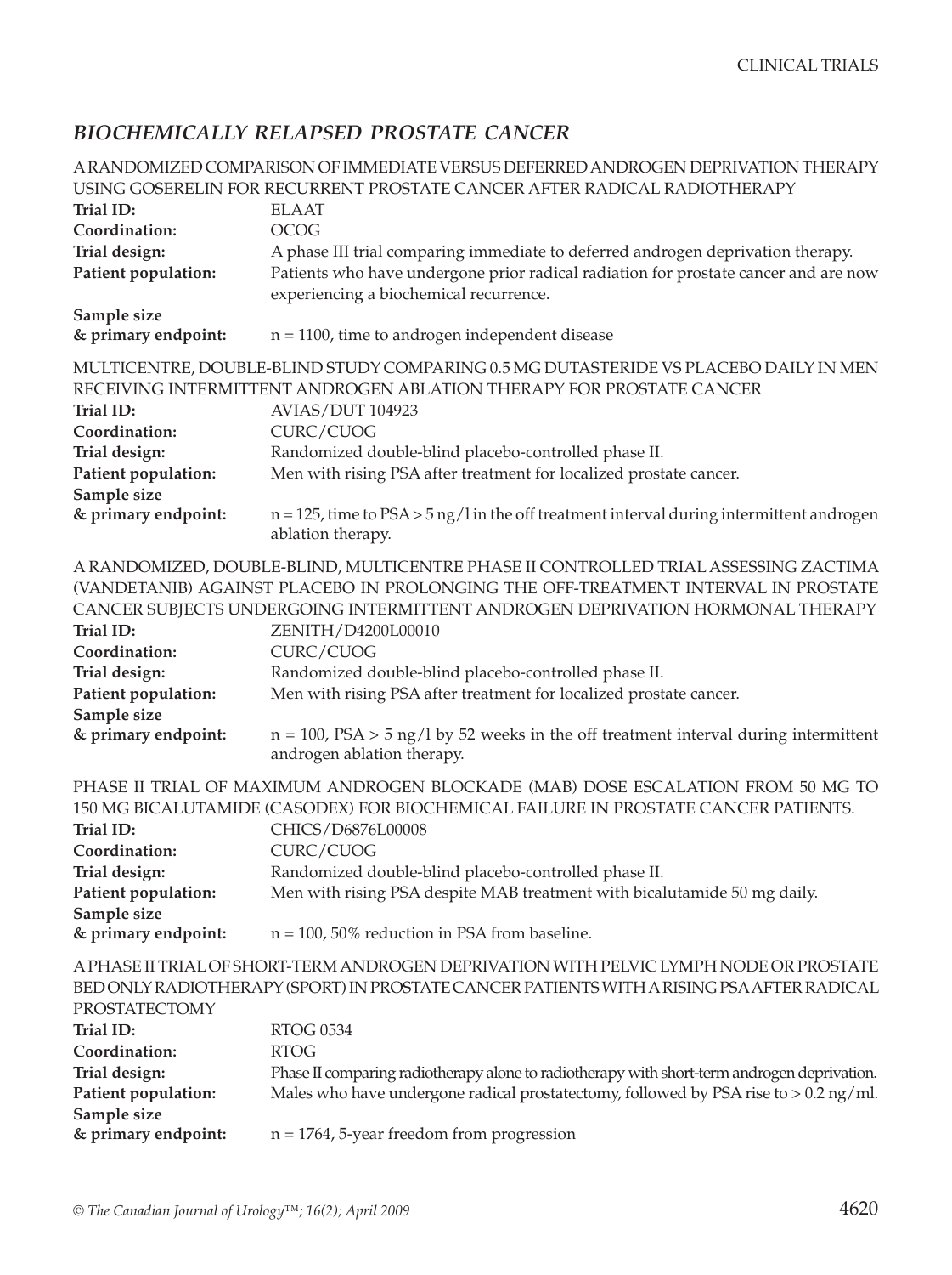## *BIOCHEMICALLY RELAPSED PROSTATE CANCER*

A RANDOMIZED COMPARISON OF IMMEDIATE VERSUS DEFERRED ANDROGEN DEPRIVATION THERAPY USING GOSERELIN FOR RECURRENT PROSTATE CANCER AFTER RADICAL RADIOTHERAPY

**Trial ID:** ELAAT
**Coordination:** OCOG
**Trial design:** A phase III trial comparing immediate to deferred androgen deprivation therapy.
**Patient population:** Patients who have undergone prior radical radiation for prostate cancer and are now experiencing a biochemical recurrence.
**Sample size & primary endpoint:** n = 1100, time to androgen independent disease

MULTICENTRE, DOUBLE-BLIND STUDY COMPARING 0.5 MG DUTASTERIDE VS PLACEBO DAILY IN MEN RECEIVING INTERMITTENT ANDROGEN ABLATION THERAPY FOR PROSTATE CANCER

**Trial ID:** AVIAS/DUT 104923
**Coordination:** CURC/CUOG
**Trial design:** Randomized double-blind placebo-controlled phase II.
**Patient population:** Men with rising PSA after treatment for localized prostate cancer.
**Sample size & primary endpoint:** n = 125, time to PSA > 5 ng/l in the off treatment interval during intermittent androgen ablation therapy.

A RANDOMIZED, DOUBLE-BLIND, MULTICENTRE PHASE II CONTROLLED TRIAL ASSESSING ZACTIMA (VANDETANIB) AGAINST PLACEBO IN PROLONGING THE OFF-TREATMENT INTERVAL IN PROSTATE CANCER SUBJECTS UNDERGOING INTERMITTENT ANDROGEN DEPRIVATION HORMONAL THERAPY

**Trial ID:** ZENITH/D4200L00010
**Coordination:** CURC/CUOG
**Trial design:** Randomized double-blind placebo-controlled phase II.
**Patient population:** Men with rising PSA after treatment for localized prostate cancer.
**Sample size & primary endpoint:** n = 100, PSA > 5 ng/l by 52 weeks in the off treatment interval during intermittent androgen ablation therapy.

PHASE II TRIAL OF MAXIMUM ANDROGEN BLOCKADE (MAB) DOSE ESCALATION FROM 50 MG TO 150 MG BICALUTAMIDE (CASODEX) FOR BIOCHEMICAL FAILURE IN PROSTATE CANCER PATIENTS.

**Trial ID:** CHICS/D6876L00008
**Coordination:** CURC/CUOG
**Trial design:** Randomized double-blind placebo-controlled phase II.
**Patient population:** Men with rising PSA despite MAB treatment with bicalutamide 50 mg daily.
**Sample size & primary endpoint:** n = 100, 50% reduction in PSA from baseline.

A PHASE II TRIAL OF SHORT-TERM ANDROGEN DEPRIVATION WITH PELVIC LYMPH NODE OR PROSTATE BED ONLY RADIOTHERAPY (SPORT) IN PROSTATE CANCER PATIENTS WITH A RISING PSA AFTER RADICAL PROSTATECTOMY

**Trial ID:** RTOG 0534
**Coordination:** RTOG
**Trial design:** Phase II comparing radiotherapy alone to radiotherapy with short-term androgen deprivation.
**Patient population:** Males who have undergone radical prostatectomy, followed by PSA rise to > 0.2 ng/ml.
**Sample size & primary endpoint:** n = 1764, 5-year freedom from progression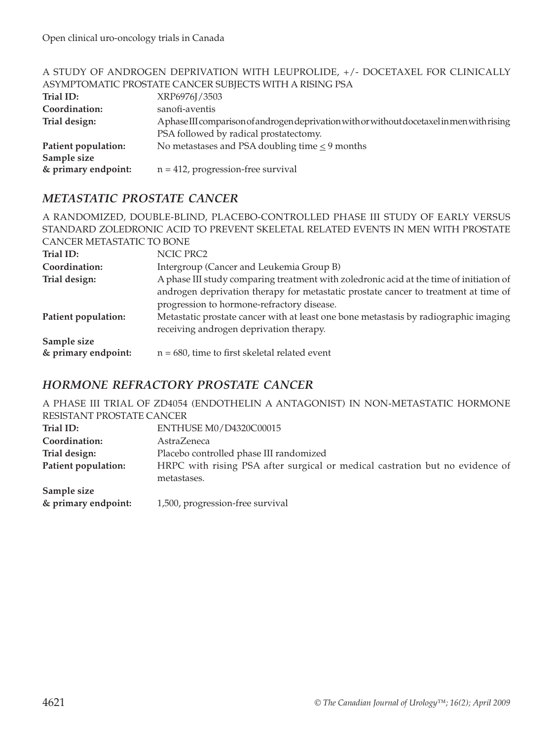A STUDY OF ANDROGEN DEPRIVATION WITH LEUPROLIDE, +/- DOCETAXEL FOR CLINICALLY ASYMPTOMATIC PROSTATE CANCER SUBJECTS WITH A RISING PSA

**Trial ID:** XRP6976J/3503

**Coordination:** sanofi-aventis

**Trial design:** A phase III comparison of androgen deprivation with or without docetaxel in men with rising PSA followed by radical prostatectomy.

**Patient population:** No metastases and PSA doubling time ≤ 9 months

**Sample size & primary endpoint:** n = 412, progression-free survival

## *METASTATIC PROSTATE CANCER*

A RANDOMIZED, DOUBLE-BLIND, PLACEBO-CONTROLLED PHASE III STUDY OF EARLY VERSUS STANDARD ZOLEDRONIC ACID TO PREVENT SKELETAL RELATED EVENTS IN MEN WITH PROSTATE CANCER METASTATIC TO BONE

**Trial ID:** NCIC PRC2

**Coordination:** Intergroup (Cancer and Leukemia Group B)

**Trial design:** A phase III study comparing treatment with zoledronic acid at the time of initiation of androgen deprivation therapy for metastatic prostate cancer to treatment at time of progression to hormone-refractory disease.

**Patient population:** Metastatic prostate cancer with at least one bone metastasis by radiographic imaging receiving androgen deprivation therapy.

**Sample size & primary endpoint:** n = 680, time to first skeletal related event

## *HORMONE REFRACTORY PROSTATE CANCER*

A PHASE III TRIAL OF ZD4054 (ENDOTHELIN A ANTAGONIST) IN NON-METASTATIC HORMONE RESISTANT PROSTATE CANCER

**Trial ID:** ENTHUSE M0/D4320C00015

**Coordination:** AstraZeneca

**Trial design:** Placebo controlled phase III randomized

**Patient population:** HRPC with rising PSA after surgical or medical castration but no evidence of metastases.

**Sample size & primary endpoint:** 1,500, progression-free survival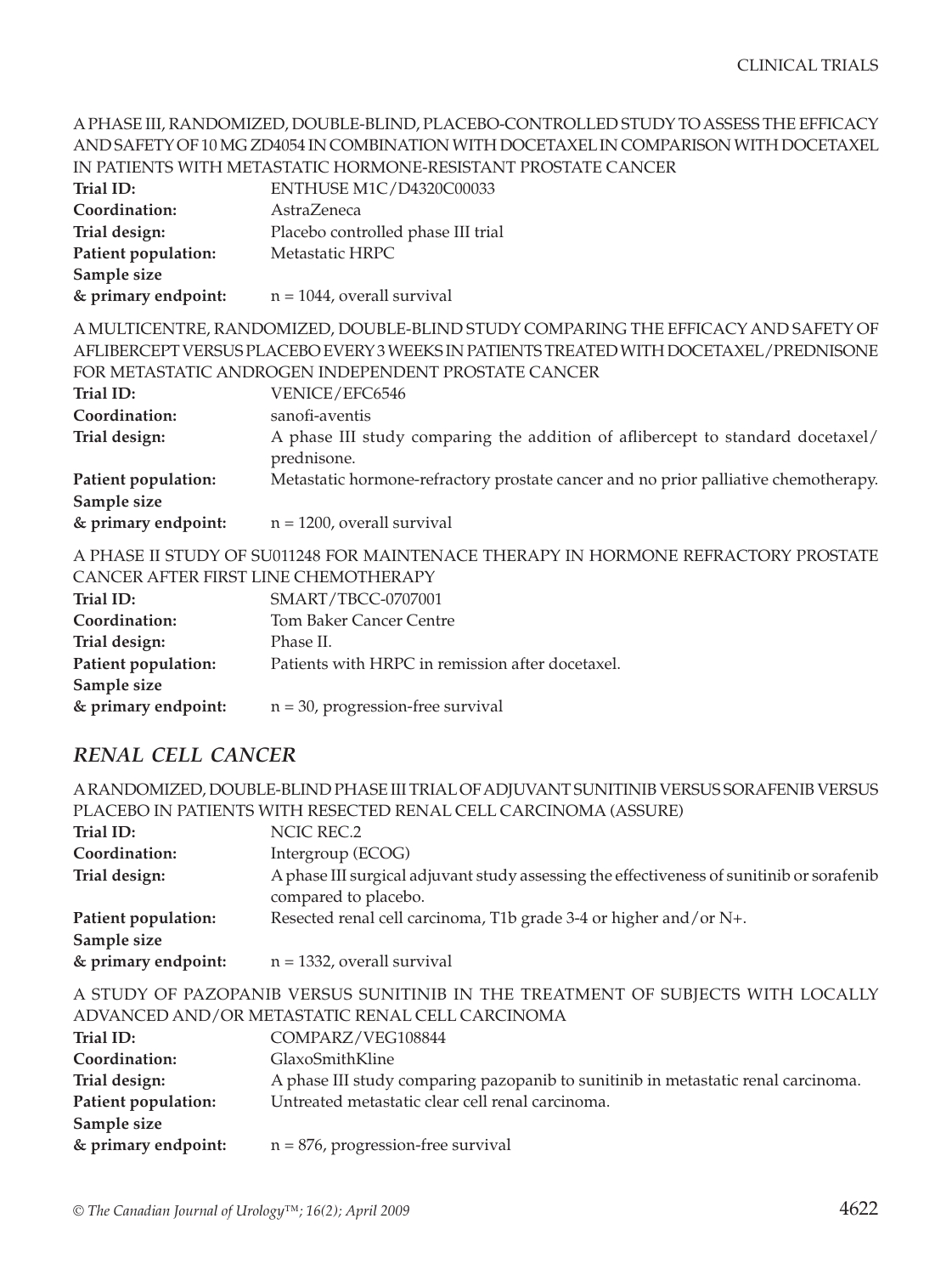A PHASE III, RANDOMIZED, DOUBLE-BLIND, PLACEBO-CONTROLLED STUDY TO ASSESS THE EFFICACY AND SAFETY OF 10 MG ZD4054 IN COMBINATION WITH DOCETAXEL IN COMPARISON WITH DOCETAXEL IN PATIENTS WITH METASTATIC HORMONE-RESISTANT PROSTATE CANCER

**Trial ID:** ENTHUSE M1C/D4320C00033
**Coordination:** AstraZeneca
**Trial design:** Placebo controlled phase III trial
**Patient population:** Metastatic HRPC
**Sample size & primary endpoint:** n = 1044, overall survival

A MULTICENTRE, RANDOMIZED, DOUBLE-BLIND STUDY COMPARING THE EFFICACY AND SAFETY OF AFLIBERCEPT VERSUS PLACEBO EVERY 3 WEEKS IN PATIENTS TREATED WITH DOCETAXEL/PREDNISONE FOR METASTATIC ANDROGEN INDEPENDENT PROSTATE CANCER

**Trial ID:** VENICE/EFC6546
**Coordination:** sanofi-aventis
**Trial design:** A phase III study comparing the addition of aflibercept to standard docetaxel/prednisone.
**Patient population:** Metastatic hormone-refractory prostate cancer and no prior palliative chemotherapy.
**Sample size & primary endpoint:** n = 1200, overall survival

A PHASE II STUDY OF SU011248 FOR MAINTENACE THERAPY IN HORMONE REFRACTORY PROSTATE CANCER AFTER FIRST LINE CHEMOTHERAPY

**Trial ID:** SMART/TBCC-0707001
**Coordination:** Tom Baker Cancer Centre
**Trial design:** Phase II.
**Patient population:** Patients with HRPC in remission after docetaxel.
**Sample size & primary endpoint:** n = 30, progression-free survival

## *RENAL CELL CANCER*

A RANDOMIZED, DOUBLE-BLIND PHASE III TRIAL OF ADJUVANT SUNITINIB VERSUS SORAFENIB VERSUS PLACEBO IN PATIENTS WITH RESECTED RENAL CELL CARCINOMA (ASSURE)

**Trial ID:** NCIC REC.2
**Coordination:** Intergroup (ECOG)
**Trial design:** A phase III surgical adjuvant study assessing the effectiveness of sunitinib or sorafenib compared to placebo.
**Patient population:** Resected renal cell carcinoma, T1b grade 3-4 or higher and/or N+.
**Sample size & primary endpoint:** n = 1332, overall survival

A STUDY OF PAZOPANIB VERSUS SUNITINIB IN THE TREATMENT OF SUBJECTS WITH LOCALLY ADVANCED AND/OR METASTATIC RENAL CELL CARCINOMA

**Trial ID:** COMPARZ/VEG108844
**Coordination:** GlaxoSmithKline
**Trial design:** A phase III study comparing pazopanib to sunitinib in metastatic renal carcinoma.
**Patient population:** Untreated metastatic clear cell renal carcinoma.
**Sample size & primary endpoint:** n = 876, progression-free survival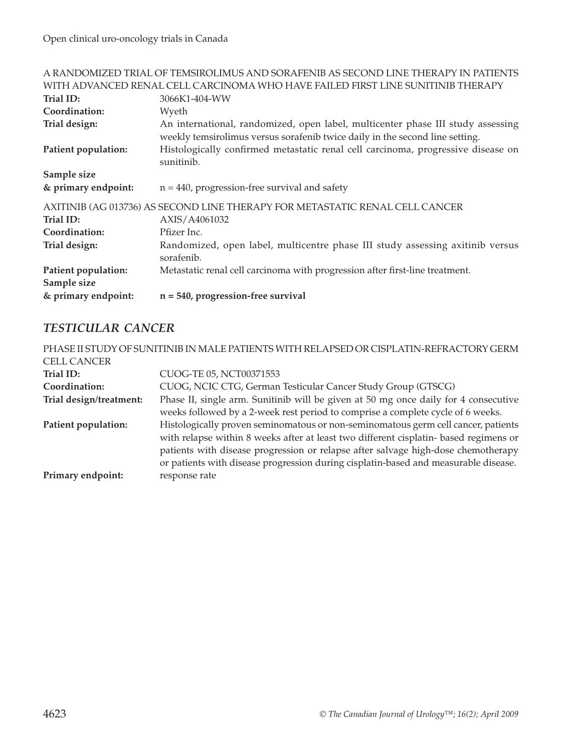A RANDOMIZED TRIAL OF TEMSIROLIMUS AND SORAFENIB AS SECOND LINE THERAPY IN PATIENTS WITH ADVANCED RENAL CELL CARCINOMA WHO HAVE FAILED FIRST LINE SUNITINIB THERAPY

| | |
|---|---|
| **Trial ID:** | 3066K1-404-WW |
| **Coordination:** | Wyeth |
| **Trial design:** | An international, randomized, open label, multicenter phase III study assessing weekly temsirolimus versus sorafenib twice daily in the second line setting. |
| **Patient population:** | Histologically confirmed metastatic renal cell carcinoma, progressive disease on sunitinib. |
| **Sample size & primary endpoint:** | n = 440, progression-free survival and safety |

AXITINIB (AG 013736) AS SECOND LINE THERAPY FOR METASTATIC RENAL CELL CANCER

| | |
|---|---|
| **Trial ID:** | AXIS/A4061032 |
| **Coordination:** | Pfizer Inc. |
| **Trial design:** | Randomized, open label, multicentre phase III study assessing axitinib versus sorafenib. |
| **Patient population:** | Metastatic renal cell carcinoma with progression after first-line treatment. |
| **Sample size & primary endpoint:** | **n = 540, progression-free survival** |

## *TESTICULAR CANCER*

PHASE II STUDY OF SUNITINIB IN MALE PATIENTS WITH RELAPSED OR CISPLATIN-REFRACTORY GERM CELL CANCER

| | |
|---|---|
| **Trial ID:** | CUOG-TE 05, NCT00371553 |
| **Coordination:** | CUOG, NCIC CTG, German Testicular Cancer Study Group (GTSCG) |
| **Trial design/treatment:** | Phase II, single arm. Sunitinib will be given at 50 mg once daily for 4 consecutive weeks followed by a 2-week rest period to comprise a complete cycle of 6 weeks. |
| **Patient population:** | Histologically proven seminomatous or non-seminomatous germ cell cancer, patients with relapse within 8 weeks after at least two different cisplatin- based regimens or patients with disease progression or relapse after salvage high-dose chemotherapy or patients with disease progression during cisplatin-based and measurable disease. |
| **Primary endpoint:** | response rate |